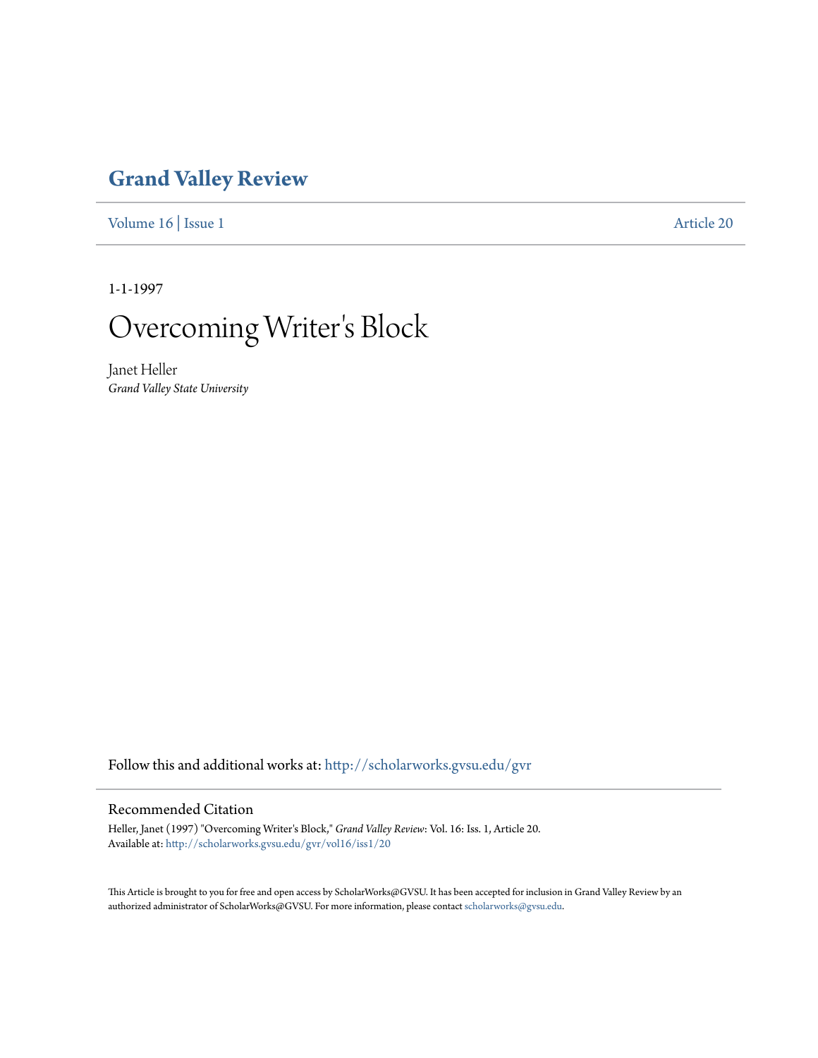# Grand Valley Review

Volume 16 | Issue 1 Article 20

1-1-1997

# Overcoming Writer's Block

Janet Heller
*Grand Valley State University*

Follow this and additional works at: http://scholarworks.gvsu.edu/gvr

## Recommended Citation

Heller, Janet (1997) "Overcoming Writer's Block," *Grand Valley Review*: Vol. 16: Iss. 1, Article 20.
Available at: http://scholarworks.gvsu.edu/gvr/vol16/iss1/20

This Article is brought to you for free and open access by ScholarWorks@GVSU. It has been accepted for inclusion in Grand Valley Review by an authorized administrator of ScholarWorks@GVSU. For more information, please contact scholarworks@gvsu.edu.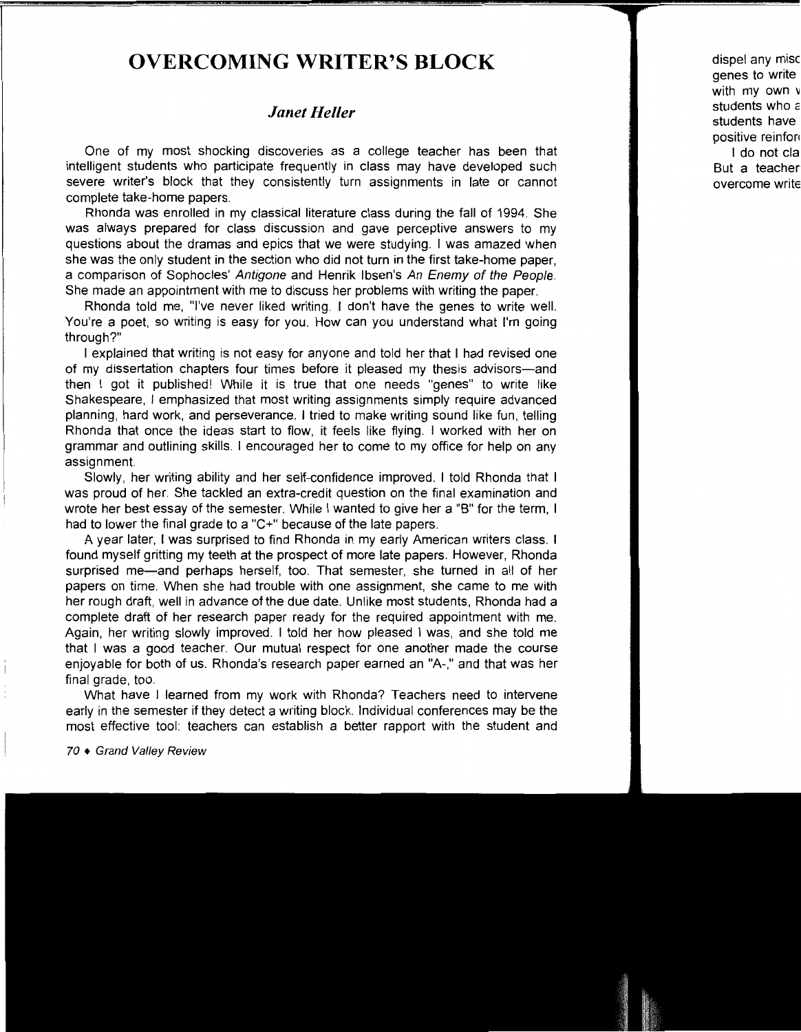# OVERCOMING WRITER'S BLOCK

### *Janet Heller*

One of my most shocking discoveries as a college teacher has been that intelligent students who participate frequently in class may have developed such severe writer's block that they consistently turn assignments in late or cannot complete take-home papers.

Rhonda was enrolled in my classical literature class during the fall of 1994. She was always prepared for class discussion and gave perceptive answers to my questions about the dramas and epics that we were studying. I was amazed when she was the only student in the section who did not turn in the first take-home paper, a comparison of Sophocles' *Antigone* and Henrik Ibsen's *An Enemy of the People*. She made an appointment with me to discuss her problems with writing the paper.

Rhonda told me, "I've never liked writing. I don't have the genes to write well. You're a poet, so writing is easy for you. How can you understand what I'm going through?"

I explained that writing is not easy for anyone and told her that I had revised one of my dissertation chapters four times before it pleased my thesis advisors—and then I got it published! While it is true that one needs "genes" to write like Shakespeare, I emphasized that most writing assignments simply require advanced planning, hard work, and perseverance. I tried to make writing sound like fun, telling Rhonda that once the ideas start to flow, it feels like flying. I worked with her on grammar and outlining skills. I encouraged her to come to my office for help on any assignment.

Slowly, her writing ability and her self-confidence improved. I told Rhonda that I was proud of her. She tackled an extra-credit question on the final examination and wrote her best essay of the semester. While I wanted to give her a "B" for the term, I had to lower the final grade to a "C+" because of the late papers.

A year later, I was surprised to find Rhonda in my early American writers class. I found myself gritting my teeth at the prospect of more late papers. However, Rhonda surprised me—and perhaps herself, too. That semester, she turned in all of her papers on time. When she had trouble with one assignment, she came to me with her rough draft, well in advance of the due date. Unlike most students, Rhonda had a complete draft of her research paper ready for the required appointment with me. Again, her writing slowly improved. I told her how pleased I was, and she told me that I was a good teacher. Our mutual respect for one another made the course enjoyable for both of us. Rhonda's research paper earned an "A-," and that was her final grade, too.

What have I learned from my work with Rhonda? Teachers need to intervene early in the semester if they detect a writing block. Individual conferences may be the most effective tool: teachers can establish a better rapport with the student and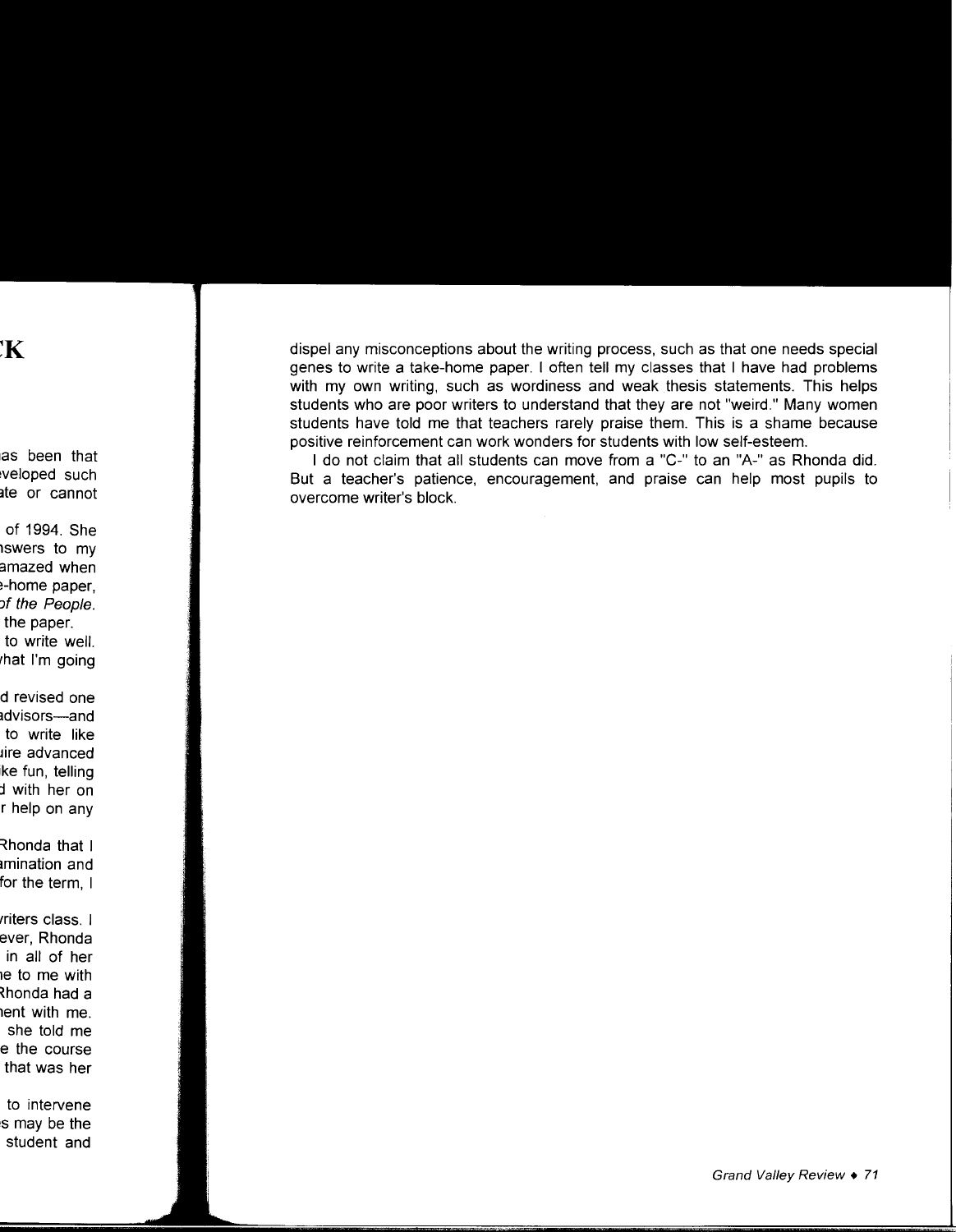dispel any misconceptions about the writing process, such as that one needs special genes to write a take-home paper. I often tell my classes that I have had problems with my own writing, such as wordiness and weak thesis statements. This helps students who are poor writers to understand that they are not "weird." Many women students have told me that teachers rarely praise them. This is a shame because positive reinforcement can work wonders for students with low self-esteem.

I do not claim that all students can move from a "C-" to an "A-" as Rhonda did. But a teacher's patience, encouragement, and praise can help most pupils to overcome writer's block.